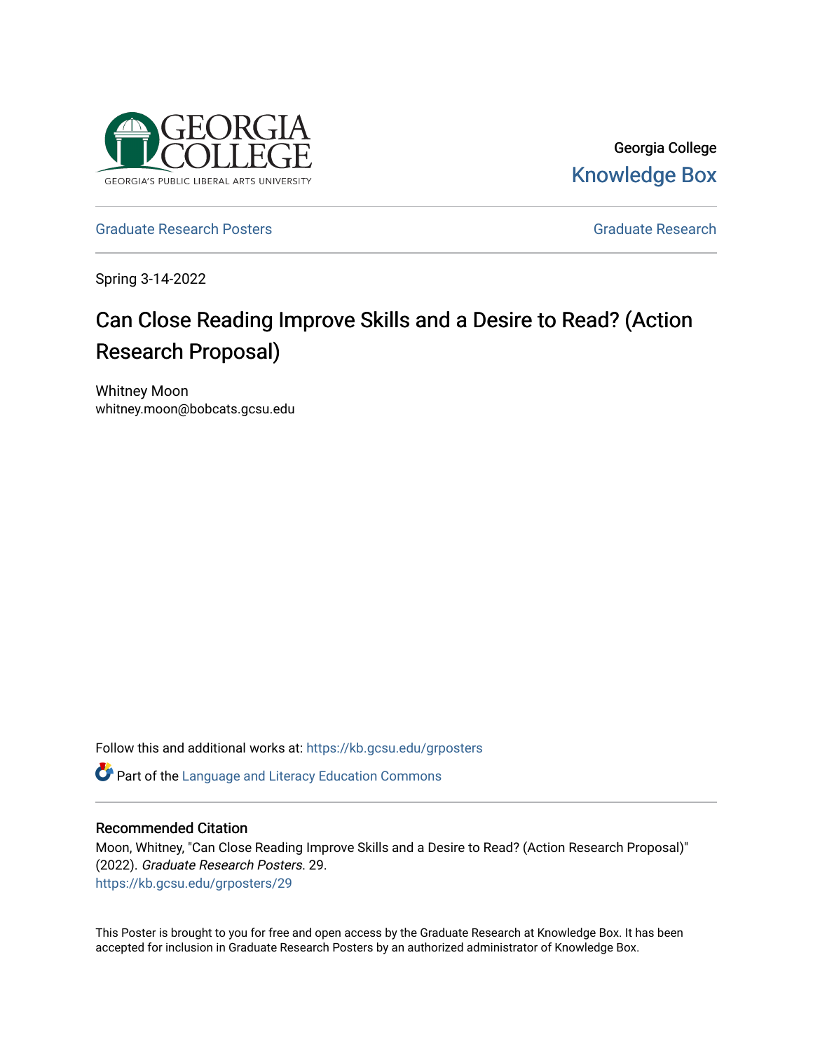Georgia College
Knowledge Box

Graduate Research Posters | Graduate Research

Spring 3-14-2022

# Can Close Reading Improve Skills and a Desire to Read? (Action Research Proposal)

Whitney Moon
whitney.moon@bobcats.gcsu.edu

Follow this and additional works at: https://kb.gcsu.edu/grposters

Part of the Language and Literacy Education Commons

## Recommended Citation

Moon, Whitney, "Can Close Reading Improve Skills and a Desire to Read? (Action Research Proposal)" (2022). *Graduate Research Posters*. 29.
https://kb.gcsu.edu/grposters/29

This Poster is brought to you for free and open access by the Graduate Research at Knowledge Box. It has been accepted for inclusion in Graduate Research Posters by an authorized administrator of Knowledge Box.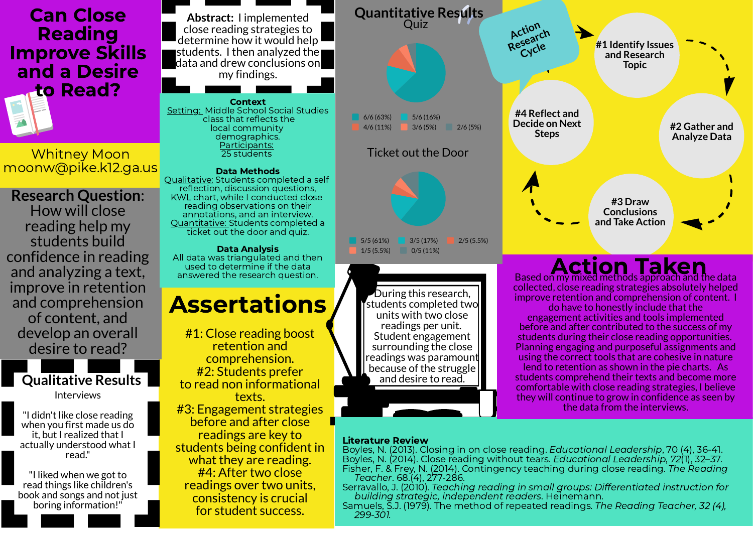# Can Close Reading Improve Skills and a Desire to Read?

Whitney Moon
moonw@pike.k12.ga.us

**Research Question:** How will close reading help my students build confidence in reading and analyzing a text, improve in retention and comprehension of content, and develop an overall desire to read?

## Qualitative Results

Interviews

"I didn't like close reading when you first made us do it, but I realized that I actually understood what I read."

"I liked when we got to read things like children's book and songs and not just boring information!"

**Abstract:** I implemented close reading strategies to determine how it would help students. I then analyzed the data and drew conclusions on my findings.

**Context**

Setting: Middle School Social Studies class that reflects the local community demographics.
Participants: 25 students

**Data Methods**

Qualitative: Students completed a self reflection, discussion questions, KWL chart, while I conducted close reading observations on their annotations, and an interview.
Quantitative: Students completed a ticket out the door and quiz.

**Data Analysis**

All data was triangulated and then used to determine if the data answered the research question.

## Assertations

#1: Close reading boost retention and comprehension.
#2: Students prefer to read non informational texts.
#3: Engagement strategies before and after close readings are key to students being confident in what they are reading.
#4: After two close readings over two units, consistency is crucial for student success.

## Quantitative Results

Quiz

6/6 (63%)
5/6 (16%)
4/6 (11%)
3/6 (5%)
2/6 (5%)

Ticket out the Door

5/5 (61%)
3/5 (17%)
2/5 (5.5%)
1/5 (5.5%)
0/5 (11%)

During this research, students completed two units with two close readings per unit. Student engagement surrounding the close readings was paramount because of the struggle and desire to read.

Action Research Cycle

#1 Identify Issues and Research Topic

#2 Gather and Analyze Data

#3 Draw Conclusions and Take Action

#4 Reflect and Decide on Next Steps

## Action Taken

Based on my mixed methods approach and the data collected, close reading strategies absolutely helped improve retention and comprehension of content. I do have to honestly include that the engagement activities and tools implemented before and after contributed to the success of my students during their close reading opportunities. Planning engaging and purposeful assignments and using the correct tools that are cohesive in nature lend to retention as shown in the pie charts. As students comprehend their texts and become more comfortable with close reading strategies, I believe they will continue to grow in confidence as seen by the data from the interviews.

**Literature Review**

Boyles, N. (2013). Closing in on close reading. *Educational Leadership*, 70 (4), 36-41.
Boyles, N. (2014). Close reading without tears. *Educational Leadership*, *72*(1), 32–37.
Fisher, F. & Frey, N. (2014). Contingency teaching during close reading. *The Reading Teacher*. 68.(4), 277-286.
Serravallo, J. (2010). *Teaching reading in small groups: Differentiated instruction for building strategic, independent readers*. Heinemann.
Samuels, S.J. (1979). The method of repeated readings. *The Reading Teacher, 32 (4), 299-301.*